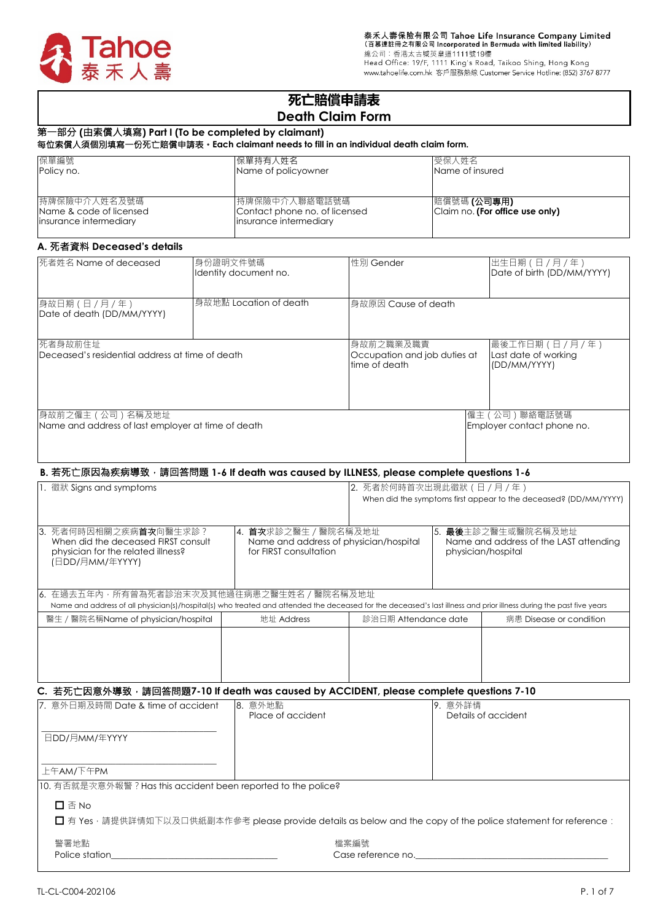泰禾人壽保險有限公司 Tahoe Life Insurance Company Limited
(百慕達註冊之有限公司 Incorporated in Bermuda with limited liability)
總公司：香港太古城英皇道1111號19樓
Head Office: 19/F, 1111 King's Road, Taikoo Shing, Hong Kong
www.tahoelife.com.hk 客戶服務熱線 Customer Service Hotline: (852) 3767 8777

# 死亡賠償申請表
# Death Claim Form

## 第一部分 (由索償人填寫) Part I (To be completed by claimant)

**每位索償人須個別填寫一份死亡賠償申請表。Each claimant needs to fill in an individual death claim form.**

| 保單編號<br>Policy no. | 保單持有人姓名<br>Name of policyowner | 受保人姓名<br>Name of insured |
|---|---|---|
| 持牌保險中介人姓名及號碼<br>Name & code of licensed insurance intermediary | 持牌保險中介人聯絡電話號碼<br>Contact phone no. of licensed insurance intermediary | 賠償號碼 **(公司專用)**<br>Claim no. **(For office use only)** |

### A. 死者資料 Deceased's details

| 死者姓名 Name of deceased | 身份證明文件號碼<br>Identity document no. | 性別 Gender | 出生日期（日 / 月 / 年）<br>Date of birth (DD/MM/YYYY) |
|---|---|---|---|
| 身故日期（日 / 月 / 年）<br>Date of death (DD/MM/YYYY) | 身故地點 Location of death | 身故原因 Cause of death | |
| 死者身故前住址<br>Deceased's residential address at time of death | | 身故前之職業及職責<br>Occupation and job duties at time of death | 最後工作日期（日 / 月 / 年）<br>Last date of working (DD/MM/YYYY) |
| 身故前之僱主（公司）名稱及地址<br>Name and address of last employer at time of death | | | 僱主（公司）聯絡電話號碼<br>Employer contact phone no. |

### B. 若死亡原因為疾病導致，請回答問題 1-6 If death was caused by ILLNESS, please complete questions 1-6

| 1. 徵狀 Signs and symptoms | | 2. 死者於何時首次出現此徵狀（日 / 月 / 年）<br>When did the symptoms first appear to the deceased? (DD/MM/YYYY) |
|---|---|---|
| 3. 死者何時因相關之疾病**首次**向醫生求診？<br>When did the deceased FIRST consult physician for the related illness?<br>(日DD/月MM/年YYYY) | 4. **首次**求診之醫生 / 醫院名稱及地址<br>Name and address of physician/hospital for FIRST consultation | 5. **最後**主診之醫生或醫院名稱及地址<br>Name and address of the LAST attending physician/hospital |

6. 在過去五年內，所有曾為死者診治末次及其他過往病患之醫生姓名 / 醫院名稱及地址
Name and address of all physician(s)/hospital(s) who treated and attended the deceased for the deceased's last illness and prior illness during the past five years

| 醫生 / 醫院名稱Name of physician/hospital | 地址 Address | 診治日期 Attendance date | 病患 Disease or condition |
|---|---|---|---|
| | | | |

### C. 若死亡因意外導致，請回答問題7-10 If death was caused by ACCIDENT, please complete questions 7-10

| 7. 意外日期及時間 Date & time of accident<br>______________________<br>日DD/月MM/年YYYY<br>______________________<br>上午AM/下午PM | 8. 意外地點<br>Place of accident | 9. 意外詳情<br>Details of accident |
|---|---|---|

10. 有否就是次意外報警？Has this accident been reported to the police?

☐ 否 No

☐ 有 Yes，請提供詳情如下以及口供紙副本作參考 please provide details as below and the copy of the police statement for reference：

警署地點
Police station______________________

檔案編號
Case reference no.______________________

TL-CL-C004-202106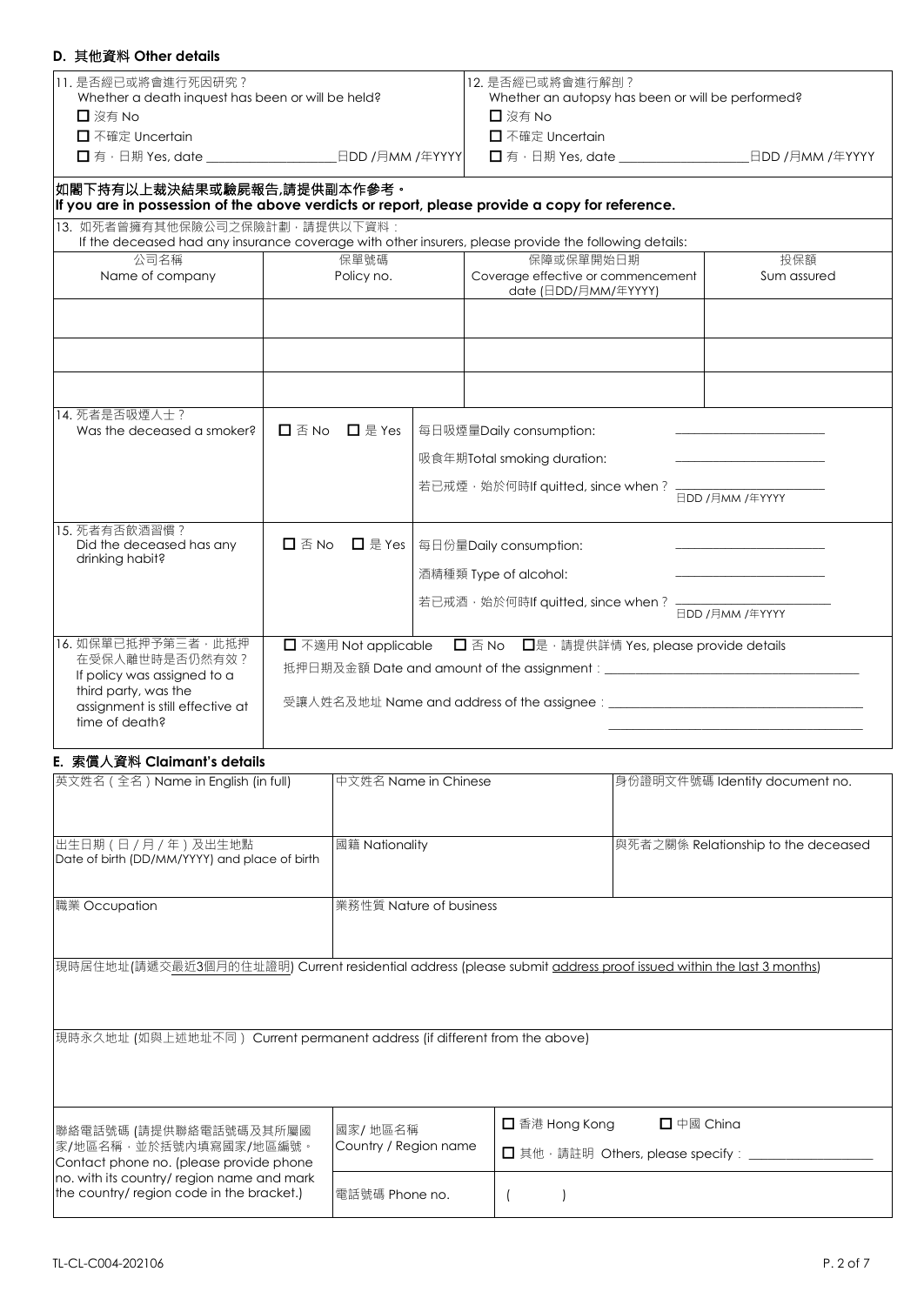## D. 其他資料 Other details

| 11. 是否經已或將會進行死因研究？<br>Whether a death inquest has been or will be held?<br>☐ 沒有 No<br>☐ 不確定 Uncertain<br>☐ 有，日期 Yes, date ____________ 日DD /月MM /年YYYY | 12. 是否經已或將會進行解剖？<br>Whether an autopsy has been or will be performed?<br>☐ 沒有 No<br>☐ 不確定 Uncertain<br>☐ 有，日期 Yes, date ____________ 日DD /月MM /年YYYY |
|---|---|

**如閣下持有以上裁決結果或驗屍報告,請提供副本作參考。**
**If you are in possession of the above verdicts or report, please provide a copy for reference.**

13. 如死者曾擁有其他保險公司之保險計劃，請提供以下資料：
If the deceased had any insurance coverage with other insurers, please provide the following details:

| 公司名稱<br>Name of company | 保單號碼<br>Policy no. | 保障或保單開始日期<br>Coverage effective or commencement date (日DD/月MM/年YYYY) | 投保額<br>Sum assured |
|---|---|---|---|
| | | | |
| | | | |
| | | | |

| | | |
|---|---|---|
| 14. 死者是否吸煙人士？<br>Was the deceased a smoker? | ☐ 否 No ☐ 是 Yes | 每日吸煙量Daily consumption: ____________<br>吸食年期Total smoking duration: ____________<br>若已戒煙，始於何時If quitted, since when？ ____________ 日DD /月MM /年YYYY |
| 15. 死者有否飲酒習慣？<br>Did the deceased has any drinking habit? | ☐ 否 No ☐ 是 Yes | 每日份量Daily consumption: ____________<br>酒精種類 Type of alcohol: ____________<br>若已戒酒，始於何時If quitted, since when？ ____________ 日DD /月MM /年YYYY |
| 16. 如保單已抵押予第三者，此抵押在受保人離世時是否仍然有效？<br>If policy was assigned to a third party, was the assignment is still effective at time of death? | ☐ 不適用 Not applicable ☐ 否 No ☐是，請提供詳情 Yes, please provide details<br>抵押日期及金額 Date and amount of the assignment：____________<br>受讓人姓名及地址 Name and address of the assignee：____________ | |

## E. 索償人資料 Claimant's details

| 英文姓名（全名）Name in English (in full) | 中文姓名 Name in Chinese | | 身份證明文件號碼 Identity document no. |
|---|---|---|---|
| 出生日期（日 / 月 / 年）及出生地點<br>Date of birth (DD/MM/YYYY) and place of birth | 國籍 Nationality | | 與死者之關係 Relationship to the deceased |
| 職業 Occupation | 業務性質 Nature of business | | |
| 現時居住地址(請遞交最近3個月的住址證明) Current residential address (please submit address proof issued within the last 3 months) | | | |
| 現時永久地址 (如與上述地址不同）Current permanent address (if different from the above) | | | |
| 聯絡電話號碼 (請提供聯絡電話號碼及其所屬國家/地區名稱，並於括號內填寫國家/地區編號。<br>Contact phone no. (please provide phone no. with its country/ region name and mark the country/ region code in the bracket.) | 國家/ 地區名稱<br>Country / Region name | ☐ 香港 Hong Kong ☐ 中國 China<br>☐ 其他，請註明 Others, please specify：____________ | |
| | 電話號碼 Phone no. | (　　) | |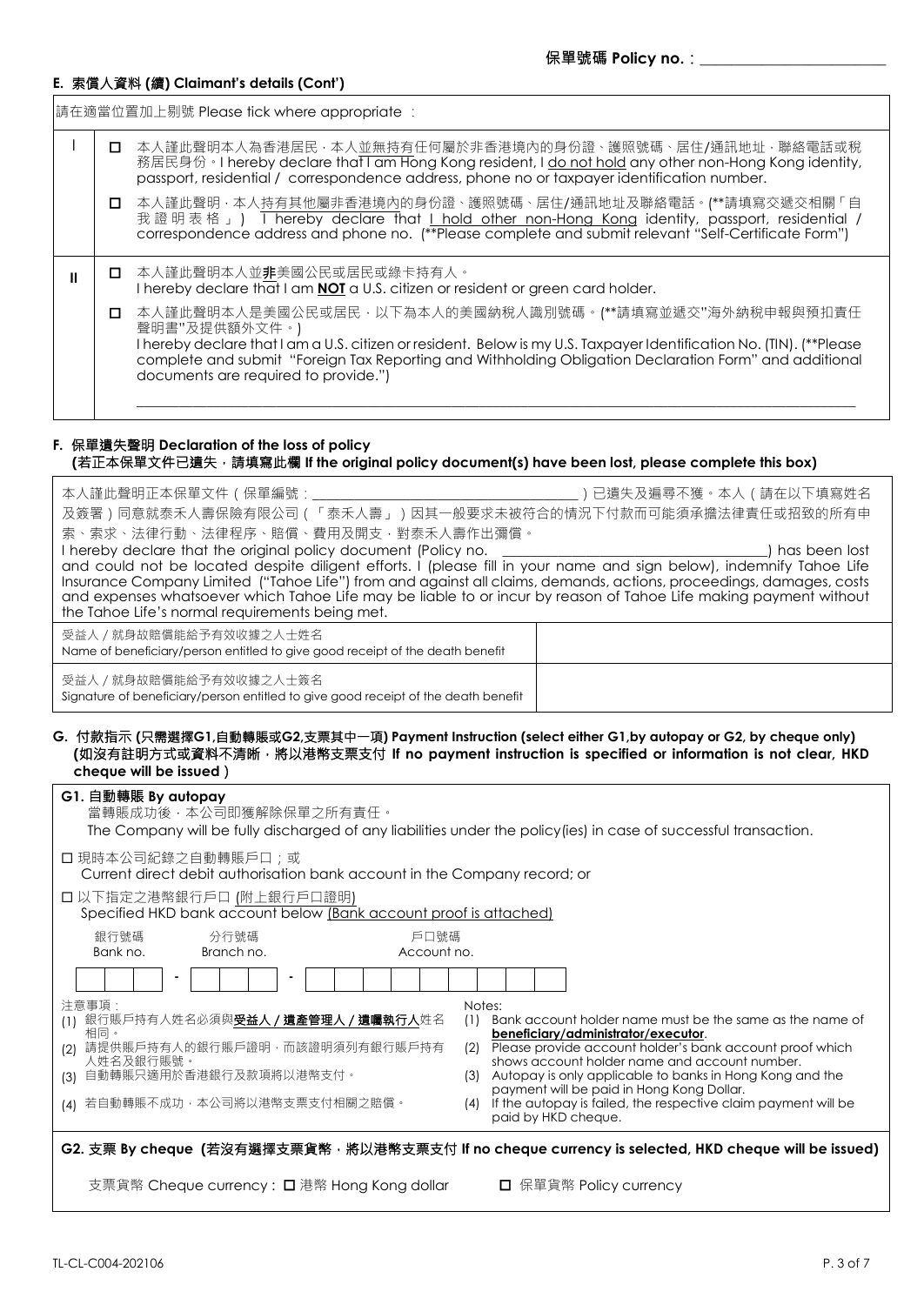保單號碼 Policy no.：________________________

### E. 索償人資料 (續) Claimant's details (Cont')

請在適當位置加上剔號 Please tick where appropriate ：

| | |
|---|---|
| I | □ 本人謹此聲明本人為香港居民，本人並無持有任何屬於非香港境內的身份證、護照號碼、居住/通訊地址，聯絡電話或稅務居民身份。I hereby declare that I am Hong Kong resident, I do not hold any other non-Hong Kong identity, passport, residential / correspondence address, phone no or taxpayer identification number.<br><br>□ 本人謹此聲明，本人持有其他屬非香港境內的身份證、護照號碼、居住/通訊地址及聯絡電話。(**請填寫交遞交相關「自我證明表格」) I hereby declare that I hold other non-Hong Kong identity, passport, residential / correspondence address and phone no. (**Please complete and submit relevant "Self-Certificate Form") |
| II | □ 本人謹此聲明本人並**非**美國公民或居民或綠卡持有人。<br>I hereby declare that I am **NOT** a U.S. citizen or resident or green card holder.<br><br>□ 本人謹此聲明本人是美國公民或居民，以下為本人的美國納稅人識別號碼。(**請填寫並遞交"海外納稅申報與預扣責任聲明書"及提供額外文件。)<br>I hereby declare that I am a U.S. citizen or resident. Below is my U.S. Taxpayer Identification No. (TIN). (**Please complete and submit "Foreign Tax Reporting and Withholding Obligation Declaration Form" and additional documents are required to provide.")<br><br>______________________________________________ |

### F. 保單遺失聲明 Declaration of the loss of policy
**(若正本保單文件已遺失，請填寫此欄 If the original policy document(s) have been lost, please complete this box)**

本人謹此聲明正本保單文件（保單編號：______________________）已遺失及遍尋不獲。本人（請在以下填寫姓名及簽署）同意就泰禾人壽保險有限公司（「泰禾人壽」）因其一般要求未被符合的情況下付款而可能須承擔法律責任或招致的所有申索、索求、法律行動、法律程序、賠償、費用及開支，對泰禾人壽作出彌償。

I hereby declare that the original policy document (Policy no. ______________________) has been lost and could not be located despite diligent efforts. I (please fill in your name and sign below), indemnify Tahoe Life Insurance Company Limited ("Tahoe Life") from and against all claims, demands, actions, proceedings, damages, costs and expenses whatsoever which Tahoe Life may be liable to or incur by reason of Tahoe Life making payment without the Tahoe Life's normal requirements being met.

| | |
|---|---|
| 受益人／就身故賠償能給予有效收據之人士姓名<br>Name of beneficiary/person entitled to give good receipt of the death benefit | |
| 受益人／就身故賠償能給予有效收據之人士簽名<br>Signature of beneficiary/person entitled to give good receipt of the death benefit | |

### G. 付款指示 (只需選擇G1,自動轉賬或G2,支票其中一項) Payment Instruction (select either G1,by autopay or G2, by cheque only)
**(如沒有註明方式或資料不清晰，將以港幣支票支付 If no payment instruction is specified or information is not clear, HKD cheque will be issued )**

**G1. 自動轉賬 By autopay**

當轉賬成功後，本公司即獲解除保單之所有責任。
The Company will be fully discharged of any liabilities under the policy(ies) in case of successful transaction.

□ 現時本公司紀錄之自動轉賬戶口；或
Current direct debit authorisation bank account in the Company record; or

□ 以下指定之港幣銀行戶口 (附上銀行戶口證明)
Specified HKD bank account below (Bank account proof is attached)

| 銀行號碼 Bank no. | | 分行號碼 Branch no. | | 戶口號碼 Account no. |
|---|---|---|---|---|
| | - | | - | |

注意事項：
1. 銀行賬戶持有人姓名必須與**受益人／遺產管理人／遺囑執行人**姓名相同。
2. 請提供賬戶持有人的銀行賬戶證明，而該證明須列有銀行賬戶持有人姓名及銀行賬號。
3. 自動轉賬只適用於香港銀行及款項將以港幣支付。
4. 若自動轉賬不成功，本公司將以港幣支票支付相關之賠償。

Notes:
1. Bank account holder name must be the same as the name of **beneficiary/administrator/executor**.
2. Please provide account holder's bank account proof which shows account holder name and account number.
3. Autopay is only applicable to banks in Hong Kong and the payment will be paid in Hong Kong Dollar.
4. If the autopay is failed, the respective claim payment will be paid by HKD cheque.

**G2. 支票 By cheque (若沒有選擇支票貨幣，將以港幣支票支付 If no cheque currency is selected, HKD cheque will be issued)**

支票貨幣 Cheque currency : □ 港幣 Hong Kong dollar　　□ 保單貨幣 Policy currency

TL-CL-C004-202106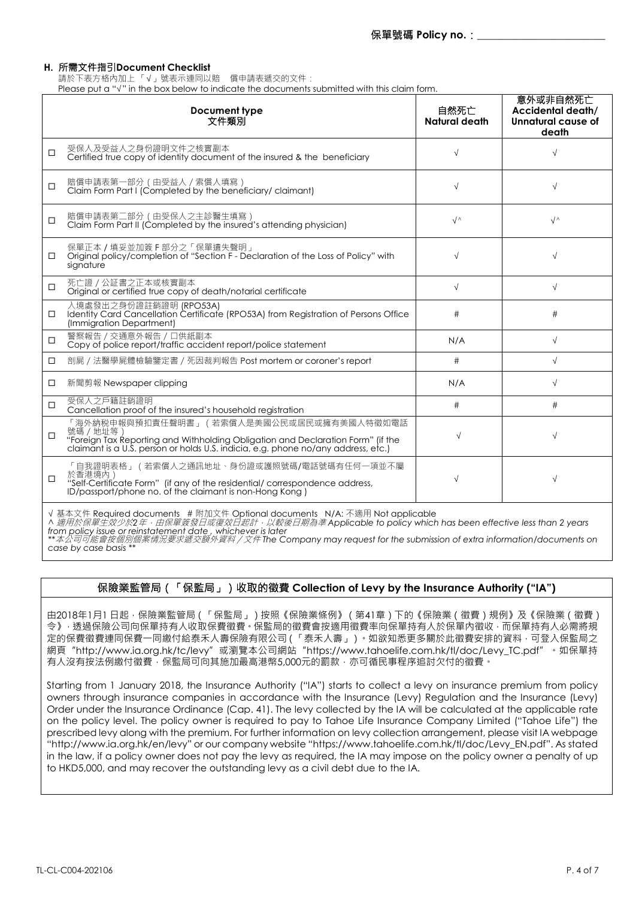保單號碼 Policy no.：________________________

### H. 所需文件指引Document Checklist

請於下表方格內加上「√」號表示連同以賠 償申請表遞交的文件：
Please put a "√" in the box below to indicate the documents submitted with this claim form.

| | Document type 文件類別 | 自然死亡 Natural death | 意外或非自然死亡 Accidental death/ Unnatural cause of death |
|---|---|---|---|
| □ | 受保人及受益人之身份證明文件之核實副本 Certified true copy of identity document of the insured & the beneficiary | √ | √ |
| □ | 賠償申請表第一部分（由受益人 / 索償人填寫） Claim Form Part I (Completed by the beneficiary/ claimant) | √ | √ |
| □ | 賠償申請表第二部分（由受保人之主診醫生填寫） Claim Form Part II (Completed by the insured's attending physician) | √^ | √^ |
| □ | 保單正本 / 填妥並加簽 F 部分之「保單遺失聲明」 Original policy/completion of "Section F - Declaration of the Loss of Policy" with signature | √ | √ |
| □ | 死亡證 / 公証書之正本或核實副本 Original or certified true copy of death/notarial certificate | √ | √ |
| □ | 入境處發出之身份證註銷證明 (RPO53A) Identity Card Cancellation Certificate (RPO53A) from Registration of Persons Office (Immigration Department) | # | # |
| □ | 警察報告 / 交通意外報告 / 口供紙副本 Copy of police report/traffic accident report/police statement | N/A | √ |
| □ | 剖屍 / 法醫學屍體檢驗鑒定書 / 死因裁判報告 Post mortem or coroner's report | # | √ |
| □ | 新聞剪報 Newspaper clipping | N/A | √ |
| □ | 受保人之戶籍註銷證明 Cancellation proof of the insured's household registration | # | # |
| □ | 「海外納稅申報與預扣責任聲明書」（若索償人是美國公民或居民或擁有美國人特徵如電話號碼 / 地址等） "Foreign Tax Reporting and Withholding Obligation and Declaration Form" (if the claimant is a U.S. person or holds U.S. indicia, e.g. phone no/any address, etc.) | √ | √ |
| □ | 「自我證明表格」（若索償人之通訊地址、身份證或護照號碼/電話號碼有任何一項並不屬於香港境內） "Self-Certificate Form" (if any of the residential/ correspondence address, ID/passport/phone no. of the claimant is non-Hong Kong ) | √ | √ |

√ 基本文件 Required documents　# 附加文件 Optional documents　N/A: 不適用 Not applicable
^ *適用於保單生效少於2年，由保單簽發日或復效日起計，以較後日期為準 Applicable to policy which has been effective less than 2 years from policy issue or reinstatement date , whichever is later*
*\*\*本公司可能會按個別個案情況要求遞交額外資料 / 文件 The Company may request for the submission of extra information/documents on case by case basis \*\**

### 保險業監管局（「保監局」）收取的徵費 Collection of Levy by the Insurance Authority ("IA")

由2018年1月1 日起，保險業監管局（「保監局」）按照《保險業條例》（第41章）下的《保險業（徵費）規例》及《保險業（徵費）令》，透過保險公司向保單持有人收取保費徵費。保監局的徵費會按適用徵費率向保單持有人於保單內徵收，而保單持有人必需將規定的保費徵費連同保費一同繳付給泰禾人壽保險有限公司（「泰禾人壽」）。如欲知悉更多關於此徵費安排的資料，可登入保監局之網頁"http://www.ia.org.hk/tc/levy"或瀏覽本公司網站"https://www.tahoelife.com.hk/tl/doc/Levy_TC.pdf"。如保單持有人沒有按法例繳付徵費，保監局可向其施加最高港幣5,000元的罰款，亦可循民事程序追討欠付的徵費。

Starting from 1 January 2018, the Insurance Authority ("IA") starts to collect a levy on insurance premium from policy owners through insurance companies in accordance with the Insurance (Levy) Regulation and the Insurance (Levy) Order under the Insurance Ordinance (Cap. 41). The levy collected by the IA will be calculated at the applicable rate on the policy level. The policy owner is required to pay to Tahoe Life Insurance Company Limited ("Tahoe Life") the prescribed levy along with the premium. For further information on levy collection arrangement, please visit IA webpage "http://www.ia.org.hk/en/levy" or our company website "https://www.tahoelife.com.hk/tl/doc/Levy_EN.pdf". As stated in the law, if a policy owner does not pay the levy as required, the IA may impose on the policy owner a penalty of up to HKD5,000, and may recover the outstanding levy as a civil debt due to the IA.

TL-CL-C004-202106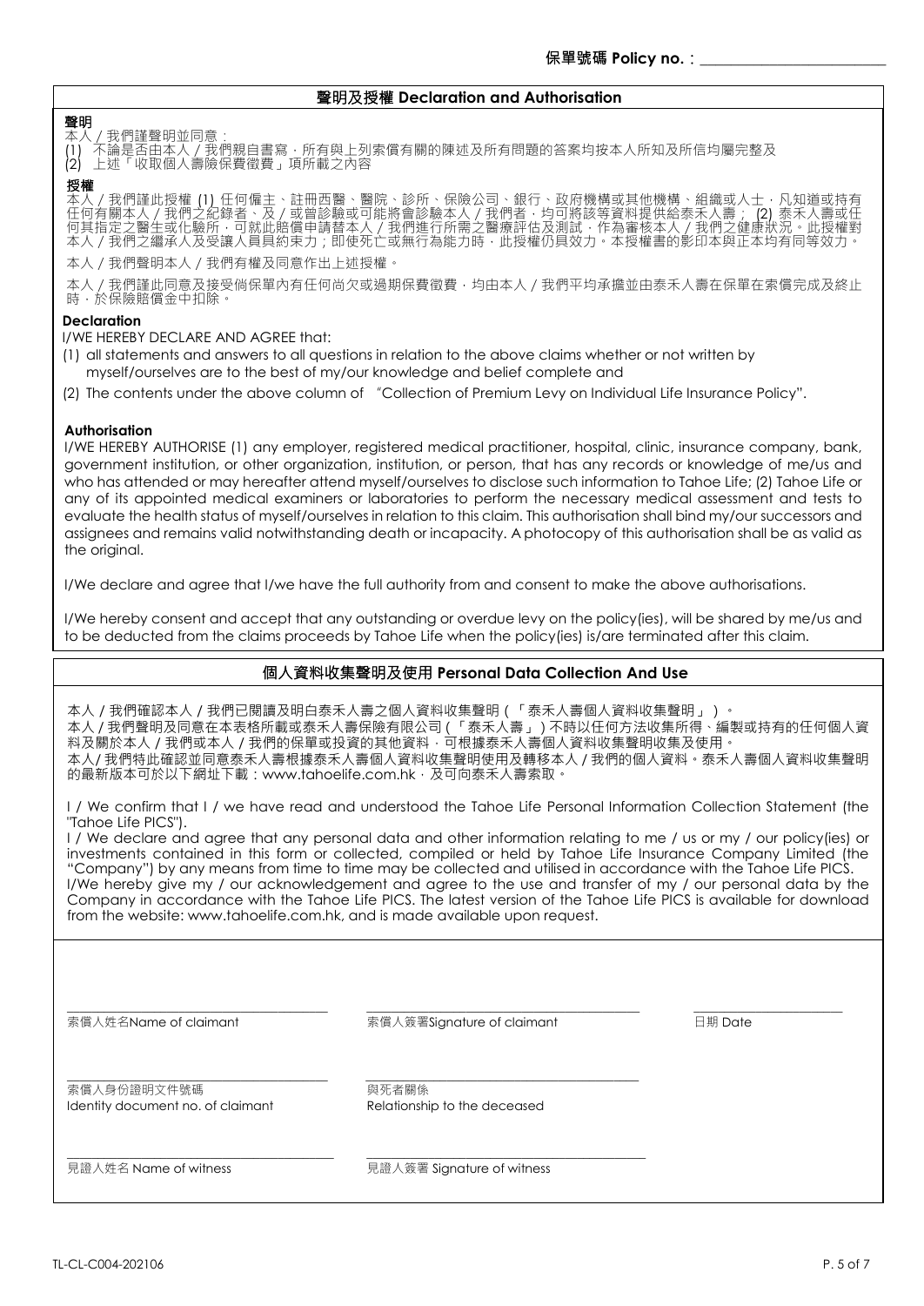保單號碼 Policy no.：________________________

## 聲明及授權 Declaration and Authorisation

**聲明**

本人 / 我們謹聲明並同意：

(1) 不論是否由本人 / 我們親自書寫，所有與上列索償有關的陳述及所有問題的答案均按本人所知及所信均屬完整及

(2) 上述「收取個人壽險保費徵費」項所載之內容

**授權**

本人 / 我們謹此授權 (1) 任何僱主、註冊西醫、醫院、診所、保險公司、銀行、政府機構或其他機構、組織或人士，凡知道或持有任何有關本人 / 我們之紀錄者、及 / 或曾診驗或可能將會診驗本人 / 我們者，均可將該等資料提供給泰禾人壽； (2) 泰禾人壽或任何其指定之醫生或化驗所，可就此賠償申請替本人 / 我們進行所需之醫療評估及測試，作為審核本人 / 我們之健康狀況。此授權對本人 / 我們之繼承人及受讓人員具約束力；即使死亡或無行為能力時，此授權仍具效力。本授權書的影印本與正本均有同等效力。

本人 / 我們聲明本人 / 我們有權及同意作出上述授權。

本人 / 我們謹此同意及接受倘保單內有任何尚欠或過期保費徵費，均由本人 / 我們平均承擔並由泰禾人壽在保單在索償完成及終止時，於保險賠償金中扣除。

**Declaration**

I/WE HEREBY DECLARE AND AGREE that:

(1) all statements and answers to all questions in relation to the above claims whether or not written by myself/ourselves are to the best of my/our knowledge and belief complete and

(2) The contents under the above column of "Collection of Premium Levy on Individual Life Insurance Policy".

**Authorisation**

I/WE HEREBY AUTHORISE (1) any employer, registered medical practitioner, hospital, clinic, insurance company, bank, government institution, or other organization, institution, or person, that has any records or knowledge of me/us and who has attended or may hereafter attend myself/ourselves to disclose such information to Tahoe Life; (2) Tahoe Life or any of its appointed medical examiners or laboratories to perform the necessary medical assessment and tests to evaluate the health status of myself/ourselves in relation to this claim. This authorisation shall bind my/our successors and assignees and remains valid notwithstanding death or incapacity. A photocopy of this authorisation shall be as valid as the original.

I/We declare and agree that I/we have the full authority from and consent to make the above authorisations.

I/We hereby consent and accept that any outstanding or overdue levy on the policy(ies), will be shared by me/us and to be deducted from the claims proceeds by Tahoe Life when the policy(ies) is/are terminated after this claim.

## 個人資料收集聲明及使用 Personal Data Collection And Use

本人 / 我們確認本人 / 我們已閱讀及明白泰禾人壽之個人資料收集聲明（「泰禾人壽個人資料收集聲明」）。
本人 / 我們聲明及同意在本表格所載或泰禾人壽保險有限公司（「泰禾人壽」）不時以任何方法收集所得、編製或持有的任何個人資料及關於本人 / 我們或本人 / 我們的保單或投資的其他資料，可根據泰禾人壽個人資料收集聲明收集及使用。
本人/ 我們特此確認並同意泰禾人壽根據泰禾人壽個人資料收集聲明使用及轉移本人 / 我們的個人資料。泰禾人壽個人資料收集聲明的最新版本可於以下網址下載：www.tahoelife.com.hk，及可向泰禾人壽索取。

I / We confirm that I / we have read and understood the Tahoe Life Personal Information Collection Statement (the "Tahoe Life PICS").
I / We declare and agree that any personal data and other information relating to me / us or my / our policy(ies) or investments contained in this form or collected, compiled or held by Tahoe Life Insurance Company Limited (the "Company") by any means from time to time may be collected and utilised in accordance with the Tahoe Life PICS.
I/We hereby give my / our acknowledgement and agree to the use and transfer of my / our personal data by the Company in accordance with the Tahoe Life PICS. The latest version of the Tahoe Life PICS is available for download from the website: www.tahoelife.com.hk, and is made available upon request.

| 索償人姓名Name of claimant | 索償人簽署Signature of claimant | 日期 Date |
|---|---|---|
| 索償人身份證明文件號碼 Identity document no. of claimant | 與死者關係 Relationship to the deceased | |
| 見證人姓名 Name of witness | 見證人簽署 Signature of witness | |

TL-CL-C004-202106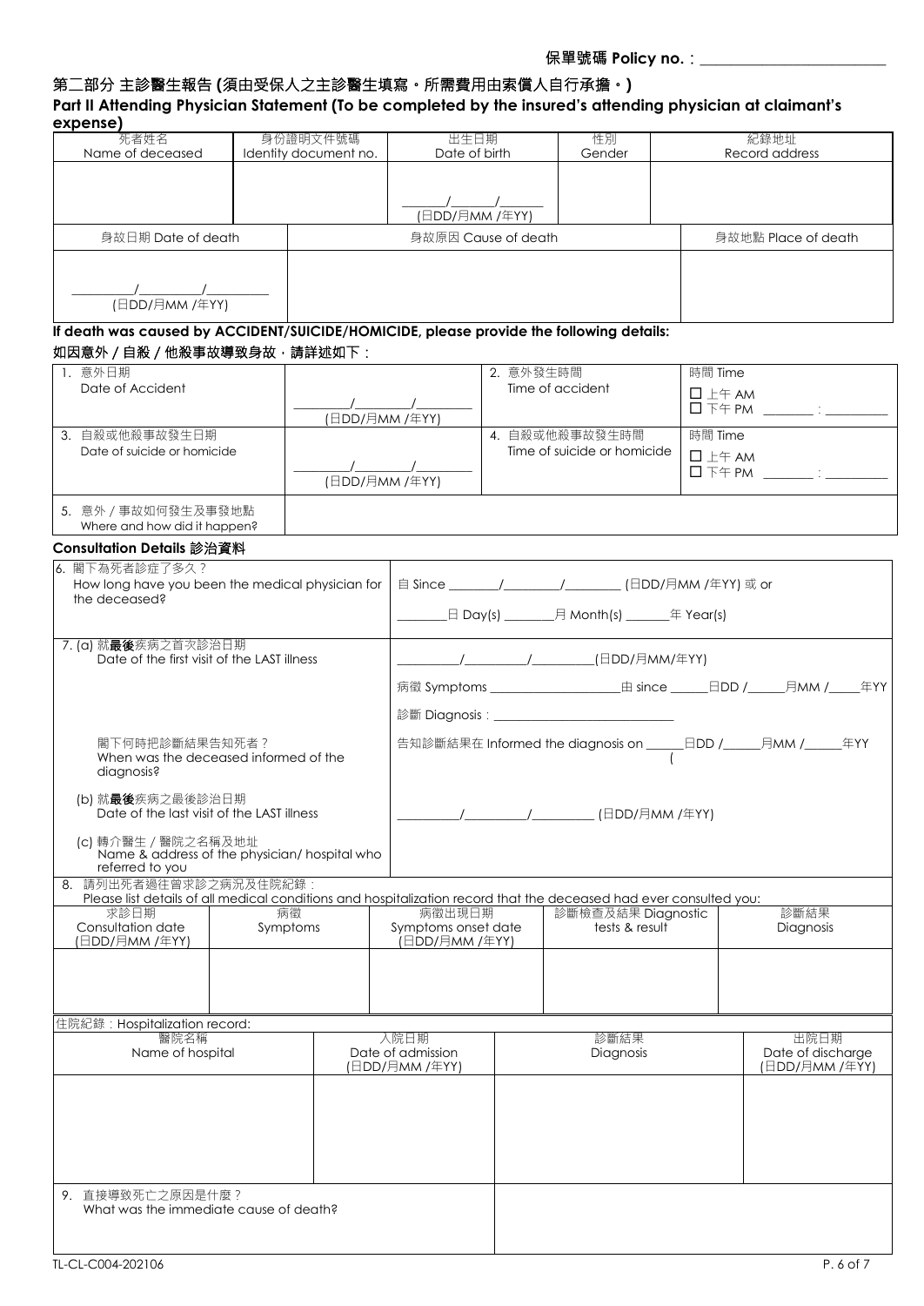保單號碼 **Policy no.**：\_\_\_\_\_\_\_\_\_\_\_\_\_\_\_\_\_\_\_\_\_\_\_\_

## 第二部分 主診醫生報告 (須由受保人之主診醫生填寫。所需費用由索償人自行承擔。)

## Part II Attending Physician Statement (To be completed by the insured's attending physician at claimant's expense)

| 死者姓名 Name of deceased | 身份證明文件號碼 Identity document no. | 出生日期 Date of birth | 性別 Gender | 紀錄地址 Record address |
|---|---|---|---|---|
| | | \_\_\_\_/\_\_\_\_/\_\_\_\_ (日DD/月MM /年YY) | | |

| 身故日期 Date of death | 身故原因 Cause of death | 身故地點 Place of death |
|---|---|---|
| \_\_\_\_/\_\_\_\_/\_\_\_\_ (日DD/月MM /年YY) | | |

**If death was caused by ACCIDENT/SUICIDE/HOMICIDE, please provide the following details:**

**如因意外 / 自殺 / 他殺事故導致身故，請詳述如下：**

| | | | |
|---|---|---|---|
| 1. 意外日期 Date of Accident | \_\_\_\_/\_\_\_\_/\_\_\_\_ (日DD/月MM /年YY) | 2. 意外發生時間 Time of accident | 時間 Time ☐ 上午 AM ☐ 下午 PM \_\_\_\_ : \_\_\_\_ |
| 3. 自殺或他殺事故發生日期 Date of suicide or homicide | \_\_\_\_/\_\_\_\_/\_\_\_\_ (日DD/月MM /年YY) | 4. 自殺或他殺事故發生時間 Time of suicide or homicide | 時間 Time ☐ 上午 AM ☐ 下午 PM \_\_\_\_ : \_\_\_\_ |
| 5. 意外 / 事故如何發生及事發地點 Where and how did it happen? | | | |

**Consultation Details 診治資料**

| | |
|---|---|
| 6. 閣下為死者診症了多久？ How long have you been the medical physician for the deceased? | 自 Since \_\_\_\_/\_\_\_\_/\_\_\_\_ (日DD/月MM /年YY) 或 or \_\_\_\_日 Day(s) \_\_\_\_月 Month(s) \_\_\_\_年 Year(s) |
| 7. (a) 就**最後**疾病之首次診治日期 Date of the first visit of the LAST illness | \_\_\_\_/\_\_\_\_/\_\_\_\_(日DD/月MM/年YY) 病徵 Symptoms \_\_\_\_\_\_\_\_由 since \_\_\_\_日DD /\_\_\_\_月MM /\_\_\_\_年YY 診斷 Diagnosis：\_\_\_\_\_\_\_\_\_\_\_\_ |
| 閣下何時把診斷結果告知死者？ When was the deceased informed of the diagnosis? | 告知診斷結果在 Informed the diagnosis on \_\_\_\_日DD /\_\_\_\_月MM /\_\_\_\_年YY |
| (b) 就**最後**疾病之最後診治日期 Date of the last visit of the LAST illness | \_\_\_\_/\_\_\_\_/\_\_\_\_ (日DD/月MM /年YY) |
| (c) 轉介醫生 / 醫院之名稱及地址 Name & address of the physician/ hospital who referred to you | |

8. 請列出死者過往曾求診之病況及住院紀錄：
Please list details of all medical conditions and hospitalization record that the deceased had ever consulted you:

| 求診日期 Consultation date (日DD/月MM /年YY) | 病徵 Symptoms | 病徵出現日期 Symptoms onset date (日DD/月MM /年YY) | 診斷檢查及結果 Diagnostic tests & result | 診斷結果 Diagnosis |
|---|---|---|---|---|
| | | | | |

住院紀錄：Hospitalization record:

| 醫院名稱 Name of hospital | 入院日期 Date of admission (日DD/月MM /年YY) | 診斷結果 Diagnosis | 出院日期 Date of discharge (日DD/月MM /年YY) |
|---|---|---|---|
| | | | |

| | |
|---|---|
| 9. 直接導致死亡之原因是什麼？ What was the immediate cause of death? | |

TL-CL-C004-202106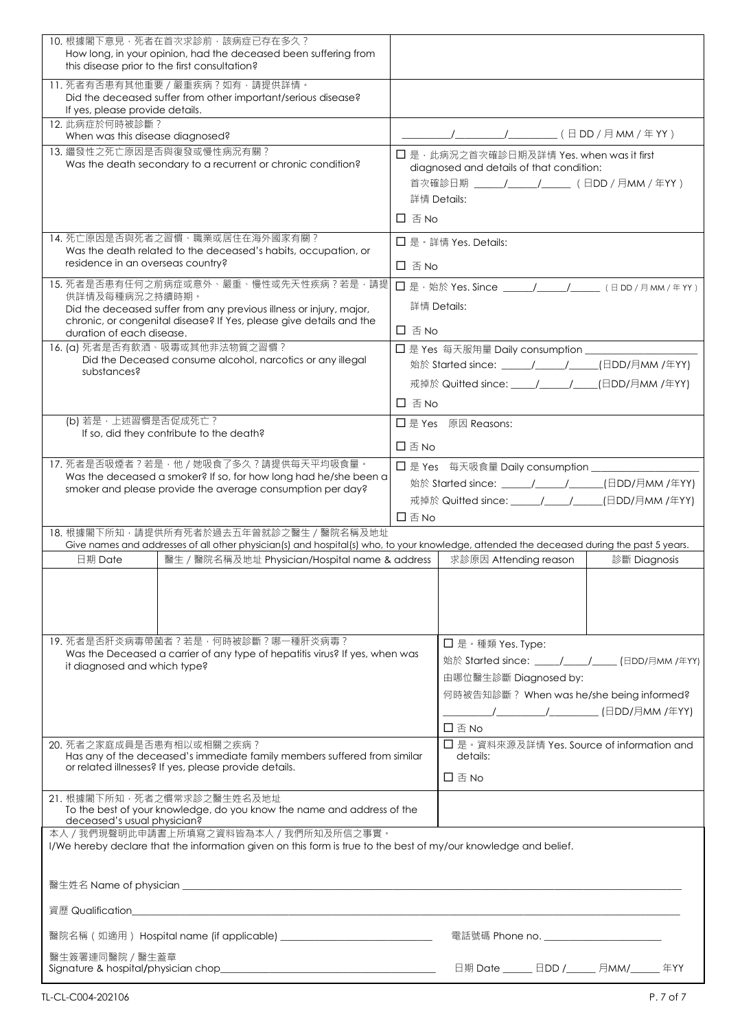| | |
|---|---|
| 10. 根據閣下意見，死者在首次求診前，該病症已存在多久？<br>How long, in your opinion, had the deceased been suffering from this disease prior to the first consultation? | |
| 11. 死者有否患有其他重要 / 嚴重疾病？如有，請提供詳情。<br>Did the deceased suffer from other important/serious disease? If yes, please provide details. | |
| 12. 此病症於何時被診斷？<br>When was this disease diagnosed? | \_\_\_\_\_\_\_\_\_/\_\_\_\_\_\_\_\_\_/\_\_\_\_\_\_\_\_\_ ( 日 DD / 月 MM / 年 YY ) |
| 13. 繼發性之死亡原因是否與復發或慢性病況有關？<br>Was the death secondary to a recurrent or chronic condition? | ☐ 是，此病況之首次確診日期及詳情 Yes. when was it first diagnosed and details of that condition:<br>首次確診日期 \_\_\_\_\_\_/\_\_\_\_\_\_/\_\_\_\_\_\_ （日DD / 月MM / 年YY）<br>詳情 Details:<br>☐ 否 No |
| 14. 死亡原因是否與死者之習慣、職業或居住在海外國家有關？<br>Was the death related to the deceased's habits, occupation, or residence in an overseas country? | ☐ 是。詳情 Yes. Details:<br>☐ 否 No |
| 15. 死者是否患有任何之前病症或意外、嚴重、慢性或先天性疾病？若是，請提供詳情及每種病況之持續時期。<br>Did the deceased suffer from any previous illness or injury, major, chronic, or congenital disease? If Yes, please give details and the duration of each disease. | ☐ 是，始於 Yes. Since \_\_\_\_\_\_/\_\_\_\_\_\_/\_\_\_\_\_\_ ( 日 DD / 月 MM / 年 YY )<br>詳情 Details:<br>☐ 否 No |
| 16. (a) 死者是否有飲酒、吸毒或其他非法物質之習慣？<br>Did the Deceased consume alcohol, narcotics or any illegal substances? | ☐ 是 Yes 每天服用量 Daily consumption \_\_\_\_\_\_\_\_\_\_\_\_\_\_\_\_\_\_\_\_<br>始於 Started since: \_\_\_\_\_\_/\_\_\_\_\_\_/\_\_\_\_\_\_(日DD/月MM /年YY)<br>戒掉於 Quitted since: \_\_\_\_\_/\_\_\_\_\_\_/\_\_\_\_\_(日DD/月MM /年YY)<br>☐ 否 No |
| (b) 若是，上述習慣是否促成死亡？<br>If so, did they contribute to the death? | ☐ 是 Yes 原因 Reasons:<br>☐ 否 No |
| 17. 死者是否吸煙者？若是，他 / 她吸食了多久？請提供每天平均吸食量。<br>Was the deceased a smoker? If so, for how long had he/she been a smoker and please provide the average consumption per day? | ☐ 是 Yes 每天吸食量 Daily consumption \_\_\_\_\_\_\_\_\_\_\_\_\_\_\_\_\_\_\_\_<br>始於 Started since: \_\_\_\_\_\_/\_\_\_\_\_\_/\_\_\_\_\_\_(日DD/月MM /年YY)<br>戒掉於 Quitted since: \_\_\_\_\_\_/\_\_\_\_\_/\_\_\_\_\_\_(日DD/月MM /年YY)<br>☐ 否 No |

18. 根據閣下所知，請提供所有死者於過去五年曾就診之醫生 / 醫院名稱及地址
Give names and addresses of all other physician(s) and hospital(s) who, to your knowledge, attended the deceased during the past 5 years.

| 日期 Date | 醫生 / 醫院名稱及地址 Physician/Hospital name & address | 求診原因 Attending reason | 診斷 Diagnosis |
|---|---|---|---|
| | | | |

| | |
|---|---|
| 19. 死者是否肝炎病毒帶菌者？若是，何時被診斷？哪一種肝炎病毒？<br>Was the Deceased a carrier of any type of hepatitis virus? If yes, when was it diagnosed and which type? | ☐ 是。種類 Yes. Type:<br>始於 Started since: \_\_\_\_\_/\_\_\_\_\_/\_\_\_\_\_ (日DD/月MM /年YY)<br>由哪位醫生診斷 Diagnosed by:<br>何時被告知診斷？ When was he/she being informed?<br>\_\_\_\_\_\_\_\_\_/\_\_\_\_\_\_\_\_\_/\_\_\_\_\_\_\_\_\_ (日DD/月MM /年YY)<br>☐ 否 No |
| 20. 死者之家庭成員是否患有相以或相關之疾病？<br>Has any of the deceased's immediate family members suffered from similar or related illnesses? If yes, please provide details. | ☐ 是。資料來源及詳情 Yes. Source of information and details:<br>☐ 否 No |
| 21. 根據閣下所知，死者之慣常求診之醫生姓名及地址<br>To the best of your knowledge, do you know the name and address of the deceased's usual physician? | |

本人 / 我們現聲明此申請書上所填寫之資料皆為本人 / 我們所知及所信之事實。
I/We hereby declare that the information given on this form is true to the best of my/our knowledge and belief.

醫生姓名 Name of physician \_\_\_\_\_\_\_\_\_\_\_\_\_\_\_\_\_\_\_\_\_\_\_\_\_\_\_\_\_\_\_\_\_\_\_\_\_\_\_\_

資歷 Qualification\_\_\_\_\_\_\_\_\_\_\_\_\_\_\_\_\_\_\_\_\_\_\_\_\_\_\_\_\_\_\_\_\_\_\_\_\_\_\_\_

醫院名稱（如適用）Hospital name (if applicable) \_\_\_\_\_\_\_\_\_\_\_\_\_\_\_\_\_\_\_\_\_\_\_\_\_\_\_\_\_\_ 電話號碼 Phone no. \_\_\_\_\_\_\_\_\_\_\_\_\_\_\_\_\_\_\_\_\_\_\_

醫生簽署連同醫院 / 醫生蓋章
Signature & hospital/physician chop\_\_\_\_\_\_\_\_\_\_\_\_\_\_\_\_\_\_\_\_\_\_\_\_\_\_\_\_\_\_\_\_\_\_\_\_\_\_\_\_ 日期 Date \_\_\_\_\_\_ 日DD /\_\_\_\_\_\_ 月MM/\_\_\_\_\_\_ 年YY

TL-CL-C004-202106